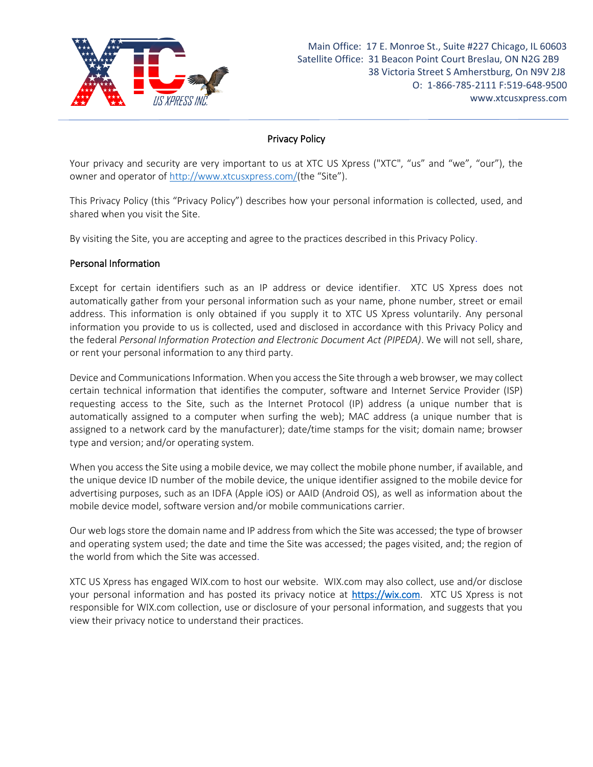Main Office: 17 E. Monroe St., Suite #227 Chicago, IL 60603
Satellite Office: 31 Beacon Point Court Breslau, ON N2G 2B9
38 Victoria Street S Amherstburg, On N9V 2J8
O: 1-866-785-2111 F:519-648-9500
www.xtcusxpress.com

# Privacy Policy

Your privacy and security are very important to us at XTC US Xpress ("XTC", "us" and "we", "our"), the owner and operator of http://www.xtcusxpress.com/(the "Site").

This Privacy Policy (this "Privacy Policy") describes how your personal information is collected, used, and shared when you visit the Site.

By visiting the Site, you are accepting and agree to the practices described in this Privacy Policy.

## Personal Information

Except for certain identifiers such as an IP address or device identifier. XTC US Xpress does not automatically gather from your personal information such as your name, phone number, street or email address. This information is only obtained if you supply it to XTC US Xpress voluntarily. Any personal information you provide to us is collected, used and disclosed in accordance with this Privacy Policy and the federal *Personal Information Protection and Electronic Document Act (PIPEDA)*. We will not sell, share, or rent your personal information to any third party.

Device and Communications Information. When you access the Site through a web browser, we may collect certain technical information that identifies the computer, software and Internet Service Provider (ISP) requesting access to the Site, such as the Internet Protocol (IP) address (a unique number that is automatically assigned to a computer when surfing the web); MAC address (a unique number that is assigned to a network card by the manufacturer); date/time stamps for the visit; domain name; browser type and version; and/or operating system.

When you access the Site using a mobile device, we may collect the mobile phone number, if available, and the unique device ID number of the mobile device, the unique identifier assigned to the mobile device for advertising purposes, such as an IDFA (Apple iOS) or AAID (Android OS), as well as information about the mobile device model, software version and/or mobile communications carrier.

Our web logs store the domain name and IP address from which the Site was accessed; the type of browser and operating system used; the date and time the Site was accessed; the pages visited, and; the region of the world from which the Site was accessed.

XTC US Xpress has engaged WIX.com to host our website. WIX.com may also collect, use and/or disclose your personal information and has posted its privacy notice at https://wix.com. XTC US Xpress is not responsible for WIX.com collection, use or disclosure of your personal information, and suggests that you view their privacy notice to understand their practices.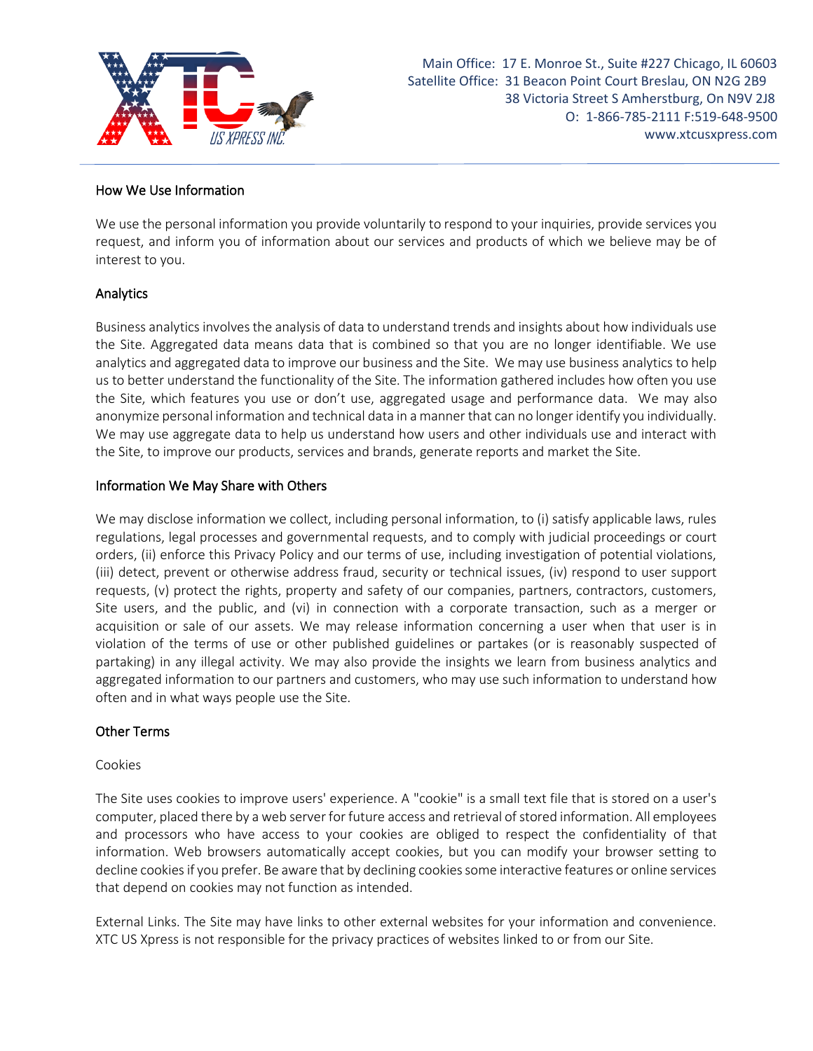## How We Use Information

We use the personal information you provide voluntarily to respond to your inquiries, provide services you request, and inform you of information about our services and products of which we believe may be of interest to you.

## Analytics

Business analytics involves the analysis of data to understand trends and insights about how individuals use the Site. Aggregated data means data that is combined so that you are no longer identifiable. We use analytics and aggregated data to improve our business and the Site. We may use business analytics to help us to better understand the functionality of the Site. The information gathered includes how often you use the Site, which features you use or don't use, aggregated usage and performance data. We may also anonymize personal information and technical data in a manner that can no longer identify you individually. We may use aggregate data to help us understand how users and other individuals use and interact with the Site, to improve our products, services and brands, generate reports and market the Site.

## Information We May Share with Others

We may disclose information we collect, including personal information, to (i) satisfy applicable laws, rules regulations, legal processes and governmental requests, and to comply with judicial proceedings or court orders, (ii) enforce this Privacy Policy and our terms of use, including investigation of potential violations, (iii) detect, prevent or otherwise address fraud, security or technical issues, (iv) respond to user support requests, (v) protect the rights, property and safety of our companies, partners, contractors, customers, Site users, and the public, and (vi) in connection with a corporate transaction, such as a merger or acquisition or sale of our assets. We may release information concerning a user when that user is in violation of the terms of use or other published guidelines or partakes (or is reasonably suspected of partaking) in any illegal activity. We may also provide the insights we learn from business analytics and aggregated information to our partners and customers, who may use such information to understand how often and in what ways people use the Site.

## Other Terms

### Cookies

The Site uses cookies to improve users' experience. A "cookie" is a small text file that is stored on a user's computer, placed there by a web server for future access and retrieval of stored information. All employees and processors who have access to your cookies are obliged to respect the confidentiality of that information. Web browsers automatically accept cookies, but you can modify your browser setting to decline cookies if you prefer. Be aware that by declining cookies some interactive features or online services that depend on cookies may not function as intended.

External Links. The Site may have links to other external websites for your information and convenience. XTC US Xpress is not responsible for the privacy practices of websites linked to or from our Site.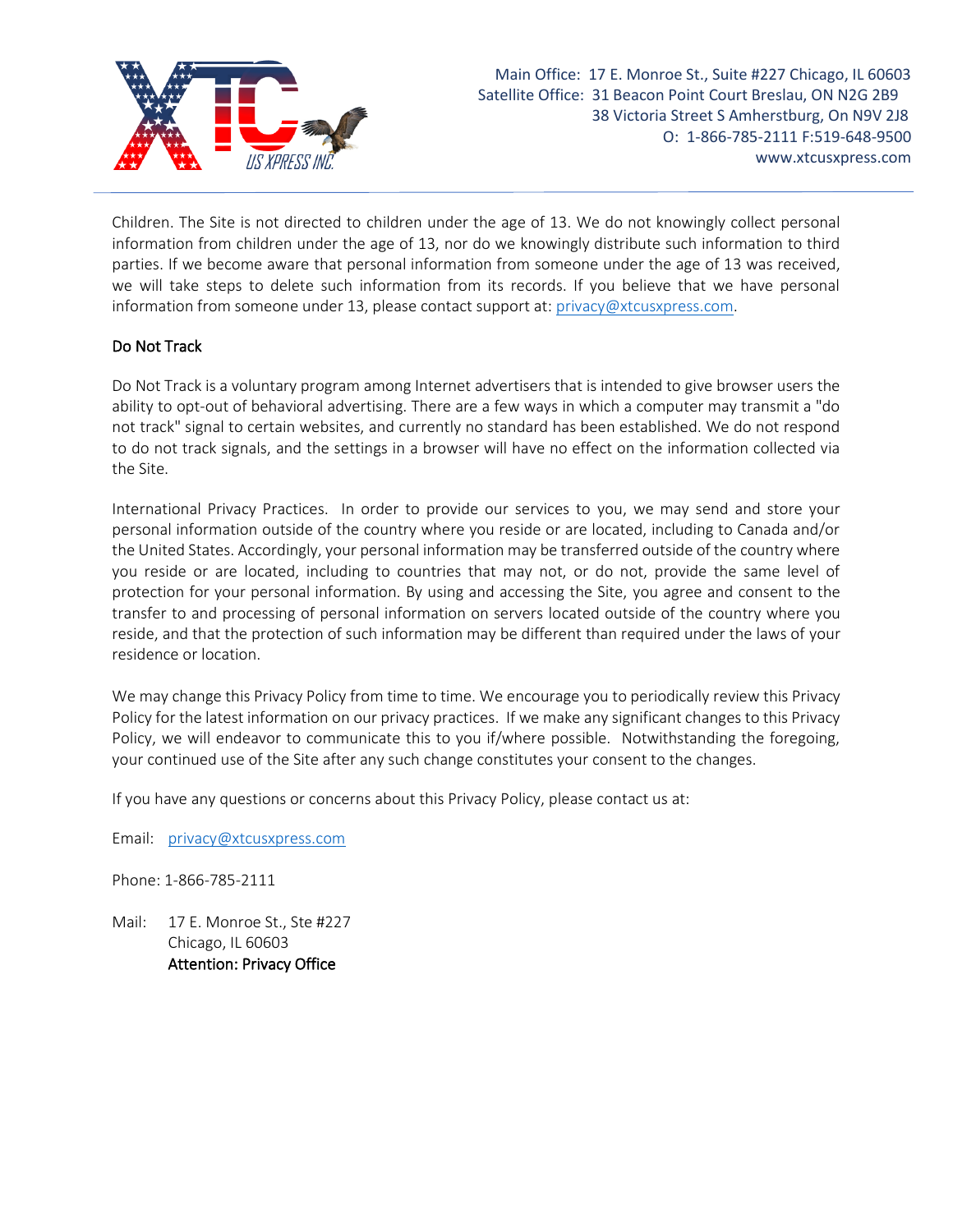Children. The Site is not directed to children under the age of 13. We do not knowingly collect personal information from children under the age of 13, nor do we knowingly distribute such information to third parties. If we become aware that personal information from someone under the age of 13 was received, we will take steps to delete such information from its records. If you believe that we have personal information from someone under 13, please contact support at: privacy@xtcusxpress.com.

## Do Not Track

Do Not Track is a voluntary program among Internet advertisers that is intended to give browser users the ability to opt-out of behavioral advertising. There are a few ways in which a computer may transmit a "do not track" signal to certain websites, and currently no standard has been established. We do not respond to do not track signals, and the settings in a browser will have no effect on the information collected via the Site.

International Privacy Practices. In order to provide our services to you, we may send and store your personal information outside of the country where you reside or are located, including to Canada and/or the United States. Accordingly, your personal information may be transferred outside of the country where you reside or are located, including to countries that may not, or do not, provide the same level of protection for your personal information. By using and accessing the Site, you agree and consent to the transfer to and processing of personal information on servers located outside of the country where you reside, and that the protection of such information may be different than required under the laws of your residence or location.

We may change this Privacy Policy from time to time. We encourage you to periodically review this Privacy Policy for the latest information on our privacy practices. If we make any significant changes to this Privacy Policy, we will endeavor to communicate this to you if/where possible. Notwithstanding the foregoing, your continued use of the Site after any such change constitutes your consent to the changes.

If you have any questions or concerns about this Privacy Policy, please contact us at:

Email: privacy@xtcusxpress.com

Phone: 1-866-785-2111

Mail: 17 E. Monroe St., Ste #227
Chicago, IL 60603
Attention: Privacy Office